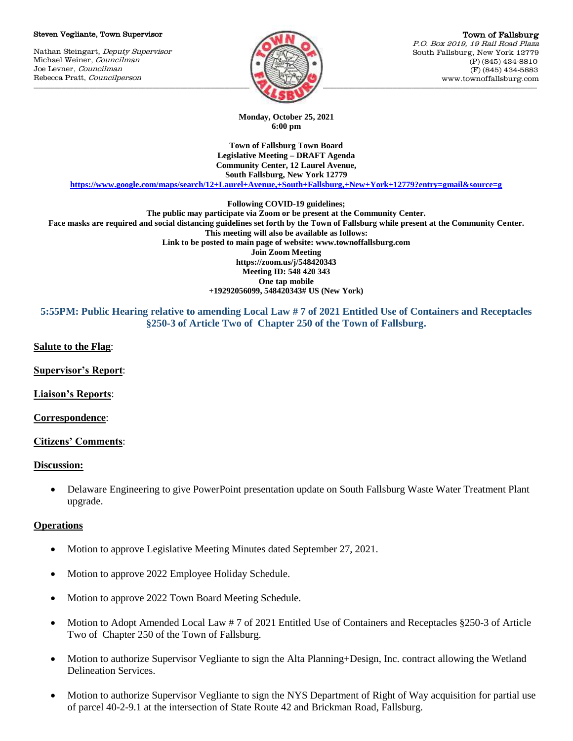**Steven Vegliante, Town Supervisor**

Nathan Steingart, *Deputy Supervisor*
Michael Weiner, *Councilman*
Joe Levner, *Councilman*
Rebecca Pratt, *Councilperson*

**Town of Fallsburg**
*P.O. Box 2019, 19 Rail Road Plaza*
South Fallsburg, New York 12779
(P) (845) 434-8810
(F) (845) 434-5883
www.townoffallsburg.com

**Monday, October 25, 2021**
**6:00 pm**

**Town of Fallsburg Town Board**
**Legislative Meeting – DRAFT Agenda**
**Community Center, 12 Laurel Avenue,**
**South Fallsburg, New York 12779**
https://www.google.com/maps/search/12+Laurel+Avenue,+South+Fallsburg,+New+York+12779?entry=gmail&source=g

**Following COVID-19 guidelines;**
**The public may participate via Zoom or be present at the Community Center.**
**Face masks are required and social distancing guidelines set forth by the Town of Fallsburg while present at the Community Center.**
**This meeting will also be available as follows:**
**Link to be posted to main page of website: www.townoffallsburg.com**
**Join Zoom Meeting**
**https://zoom.us/j/548420343**
**Meeting ID: 548 420 343**
**One tap mobile**
**+19292056099, 548420343# US (New York)**

**5:55PM: Public Hearing relative to amending Local Law # 7 of 2021 Entitled Use of Containers and Receptacles §250-3 of Article Two of Chapter 250 of the Town of Fallsburg.**

**Salute to the Flag**:

**Supervisor's Report**:

**Liaison's Reports**:

**Correspondence**:

**Citizens' Comments**:

**Discussion:**

- Delaware Engineering to give PowerPoint presentation update on South Fallsburg Waste Water Treatment Plant upgrade.

**Operations**

- Motion to approve Legislative Meeting Minutes dated September 27, 2021.
- Motion to approve 2022 Employee Holiday Schedule.
- Motion to approve 2022 Town Board Meeting Schedule.
- Motion to Adopt Amended Local Law # 7 of 2021 Entitled Use of Containers and Receptacles §250-3 of Article Two of Chapter 250 of the Town of Fallsburg.
- Motion to authorize Supervisor Vegliante to sign the Alta Planning+Design, Inc. contract allowing the Wetland Delineation Services.
- Motion to authorize Supervisor Vegliante to sign the NYS Department of Right of Way acquisition for partial use of parcel 40-2-9.1 at the intersection of State Route 42 and Brickman Road, Fallsburg.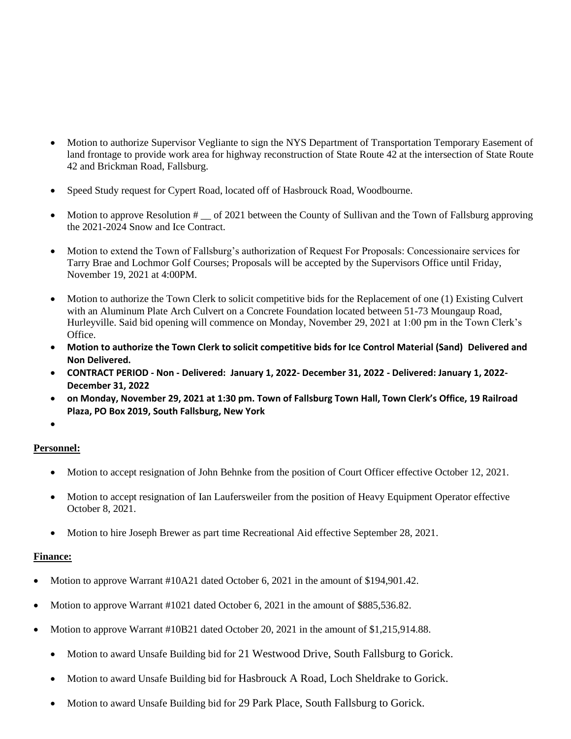- Motion to authorize Supervisor Vegliante to sign the NYS Department of Transportation Temporary Easement of land frontage to provide work area for highway reconstruction of State Route 42 at the intersection of State Route 42 and Brickman Road, Fallsburg.

- Speed Study request for Cypert Road, located off of Hasbrouck Road, Woodbourne.

- Motion to approve Resolution # __ of 2021 between the County of Sullivan and the Town of Fallsburg approving the 2021-2024 Snow and Ice Contract.

- Motion to extend the Town of Fallsburg's authorization of Request For Proposals: Concessionaire services for Tarry Brae and Lochmor Golf Courses; Proposals will be accepted by the Supervisors Office until Friday, November 19, 2021 at 4:00PM.

- Motion to authorize the Town Clerk to solicit competitive bids for the Replacement of one (1) Existing Culvert with an Aluminum Plate Arch Culvert on a Concrete Foundation located between 51-73 Moungaup Road, Hurleyville. Said bid opening will commence on Monday, November 29, 2021 at 1:00 pm in the Town Clerk's Office.
- **Motion to authorize the Town Clerk to solicit competitive bids for Ice Control Material (Sand) Delivered and Non Delivered.**
- **CONTRACT PERIOD - Non - Delivered: January 1, 2022- December 31, 2022 - Delivered: January 1, 2022- December 31, 2022**
- **on Monday, November 29, 2021 at 1:30 pm. Town of Fallsburg Town Hall, Town Clerk's Office, 19 Railroad Plaza, PO Box 2019, South Fallsburg, New York**

**Personnel:**

- Motion to accept resignation of John Behnke from the position of Court Officer effective October 12, 2021.

- Motion to accept resignation of Ian Laufersweiler from the position of Heavy Equipment Operator effective October 8, 2021.

- Motion to hire Joseph Brewer as part time Recreational Aid effective September 28, 2021.

**Finance:**

- Motion to approve Warrant #10A21 dated October 6, 2021 in the amount of $194,901.42.

- Motion to approve Warrant #1021 dated October 6, 2021 in the amount of $885,536.82.

- Motion to approve Warrant #10B21 dated October 20, 2021 in the amount of $1,215,914.88.

- Motion to award Unsafe Building bid for 21 Westwood Drive, South Fallsburg to Gorick.

- Motion to award Unsafe Building bid for Hasbrouck A Road, Loch Sheldrake to Gorick.

- Motion to award Unsafe Building bid for 29 Park Place, South Fallsburg to Gorick.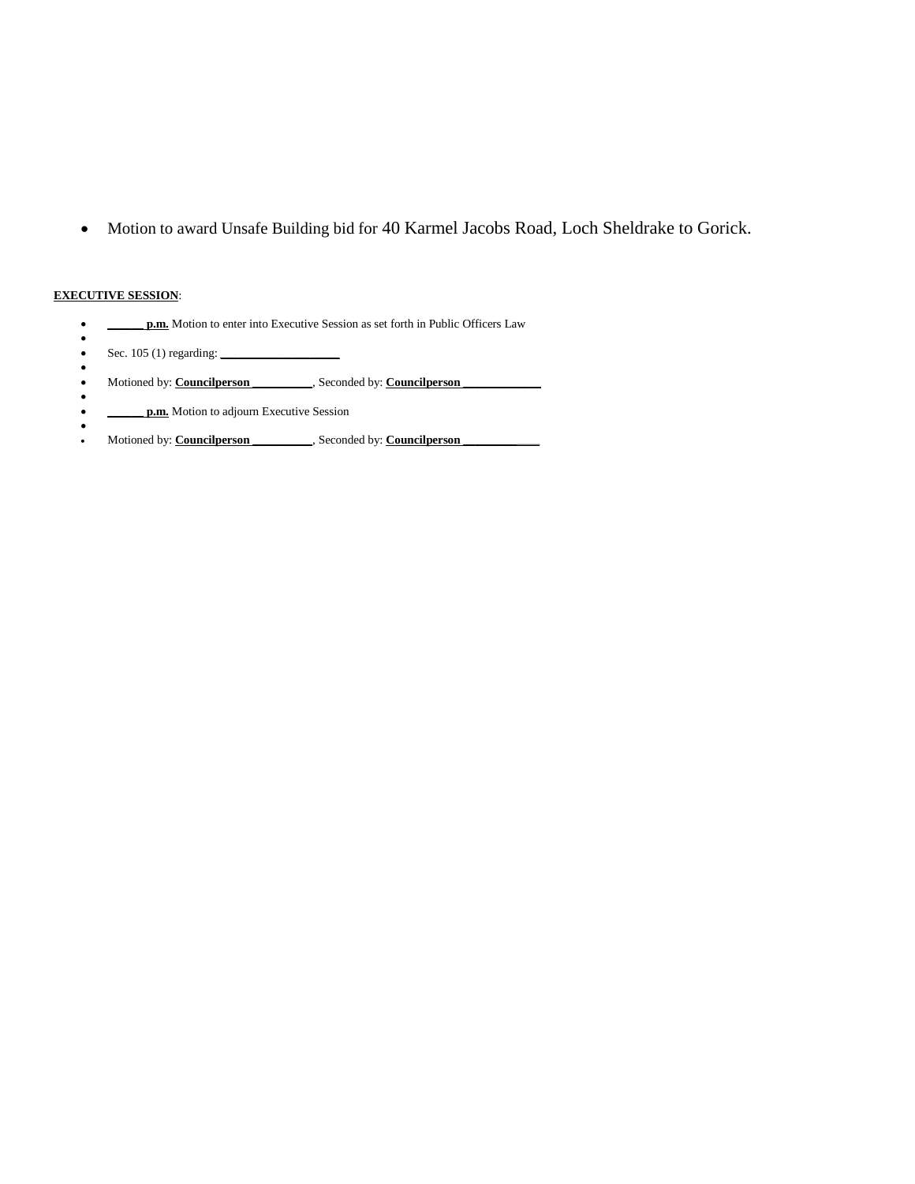- Motion to award Unsafe Building bid for 40 Karmel Jacobs Road, Loch Sheldrake to Gorick.

**EXECUTIVE SESSION**:

- **______ p.m.** Motion to enter into Executive Session as set forth in Public Officers Law
- Sec. 105 (1) regarding: ___________________
- Motioned by: **Councilperson __________**, Seconded by: **Councilperson _____________**
- **______ p.m.** Motion to adjourn Executive Session
- Motioned by: **Councilperson __________**, Seconded by: **Councilperson _____________**